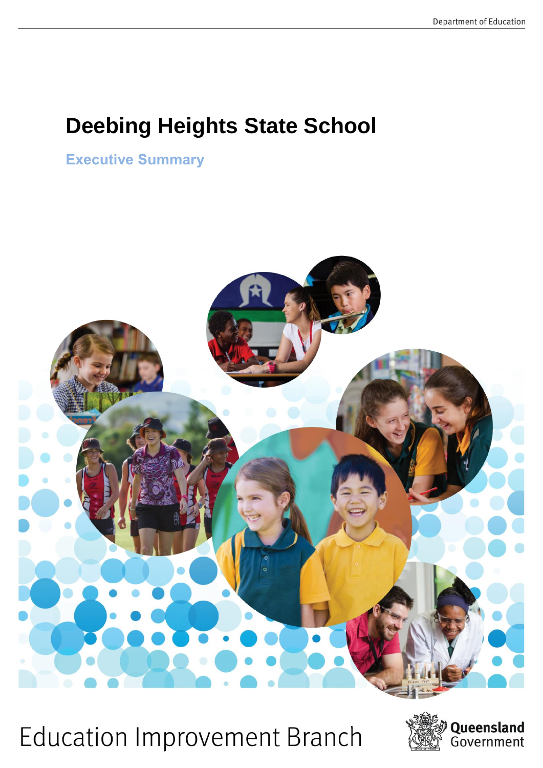Department of Education

# Deebing Heights State School

## Executive Summary

Education Improvement Branch

Queensland Government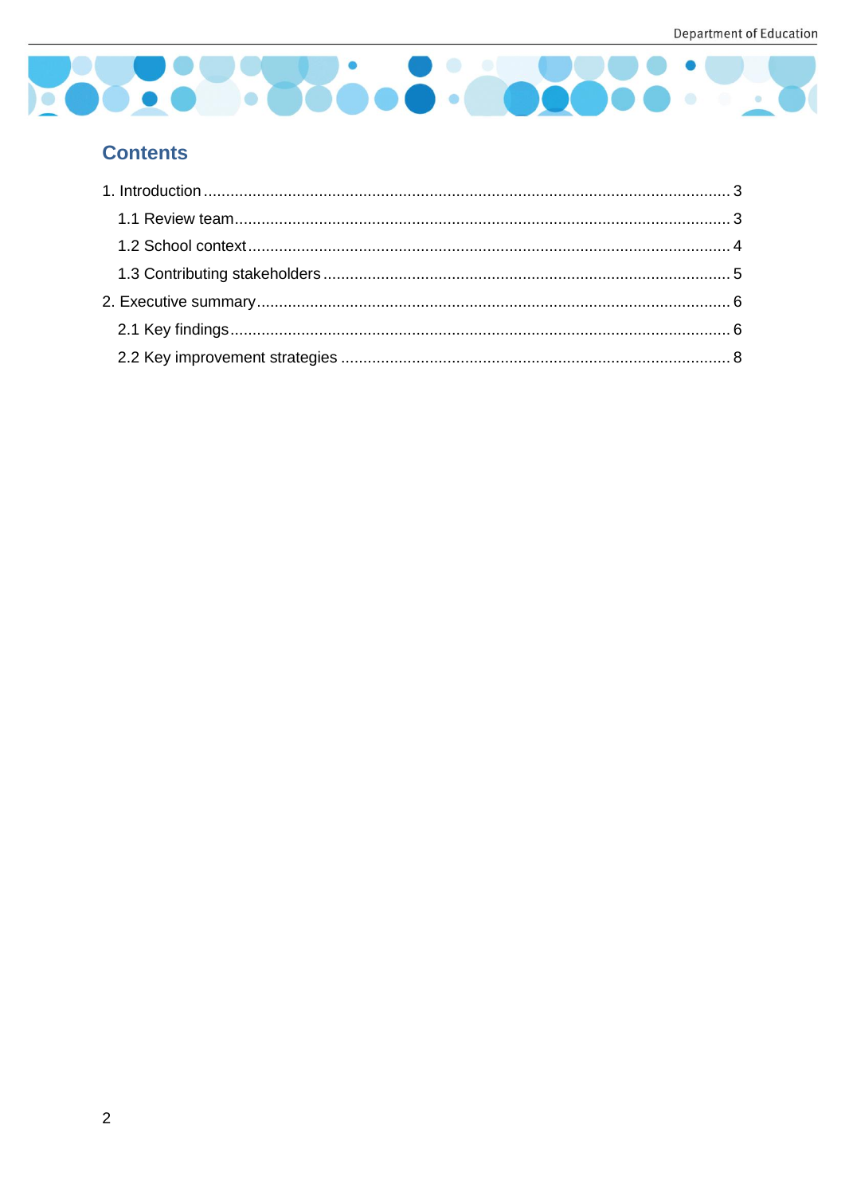## Contents

1. Introduction ..... 3
   - 1.1 Review team ..... 3
   - 1.2 School context ..... 4
   - 1.3 Contributing stakeholders ..... 5
2. Executive summary ..... 6
   - 2.1 Key findings ..... 6
   - 2.2 Key improvement strategies ..... 8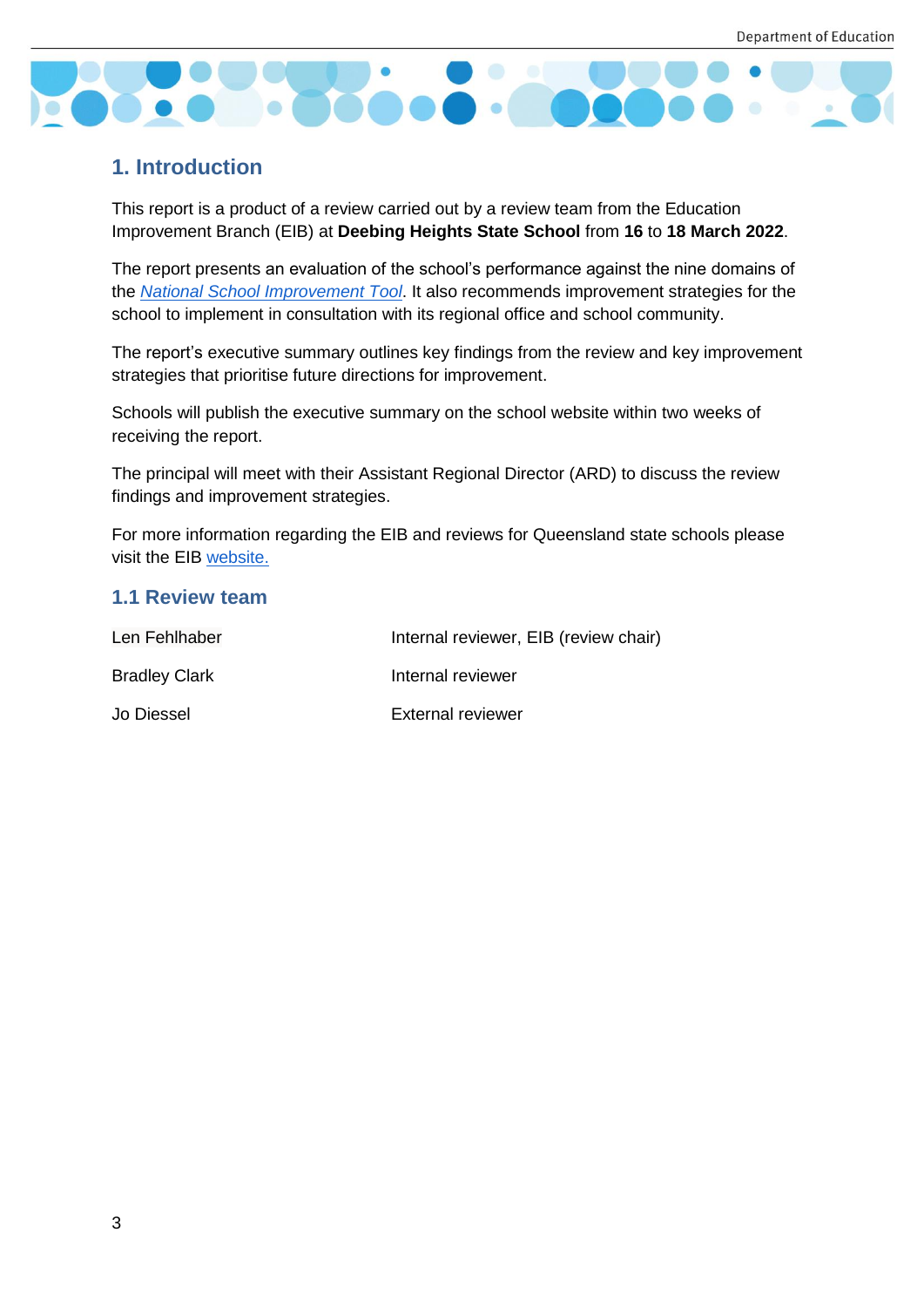## 1. Introduction

This report is a product of a review carried out by a review team from the Education Improvement Branch (EIB) at **Deebing Heights State School** from **16** to **18 March 2022**.

The report presents an evaluation of the school's performance against the nine domains of the *National School Improvement Tool*. It also recommends improvement strategies for the school to implement in consultation with its regional office and school community.

The report's executive summary outlines key findings from the review and key improvement strategies that prioritise future directions for improvement.

Schools will publish the executive summary on the school website within two weeks of receiving the report.

The principal will meet with their Assistant Regional Director (ARD) to discuss the review findings and improvement strategies.

For more information regarding the EIB and reviews for Queensland state schools please visit the EIB website.

### 1.1 Review team

| | |
|---|---|
| Len Fehlhaber | Internal reviewer, EIB (review chair) |
| Bradley Clark | Internal reviewer |
| Jo Diessel | External reviewer |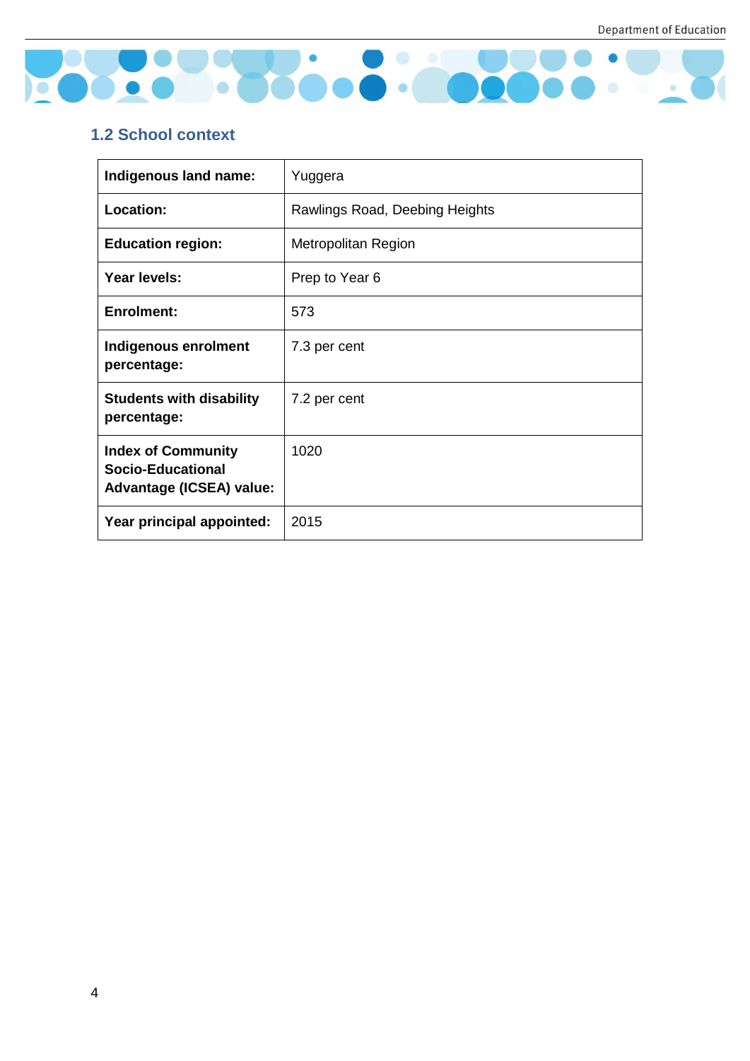## 1.2 School context

| | |
|---|---|
| **Indigenous land name:** | Yuggera |
| **Location:** | Rawlings Road, Deebing Heights |
| **Education region:** | Metropolitan Region |
| **Year levels:** | Prep to Year 6 |
| **Enrolment:** | 573 |
| **Indigenous enrolment percentage:** | 7.3 per cent |
| **Students with disability percentage:** | 7.2 per cent |
| **Index of Community Socio-Educational Advantage (ICSEA) value:** | 1020 |
| **Year principal appointed:** | 2015 |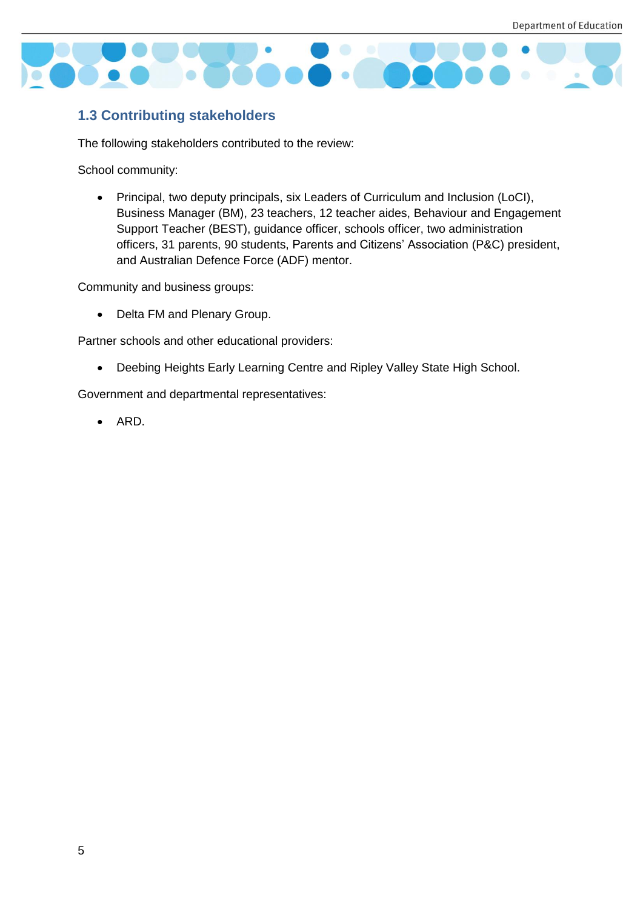### 1.3 Contributing stakeholders

The following stakeholders contributed to the review:

School community:

- Principal, two deputy principals, six Leaders of Curriculum and Inclusion (LoCI), Business Manager (BM), 23 teachers, 12 teacher aides, Behaviour and Engagement Support Teacher (BEST), guidance officer, schools officer, two administration officers, 31 parents, 90 students, Parents and Citizens' Association (P&C) president, and Australian Defence Force (ADF) mentor.

Community and business groups:

- Delta FM and Plenary Group.

Partner schools and other educational providers:

- Deebing Heights Early Learning Centre and Ripley Valley State High School.

Government and departmental representatives:

- ARD.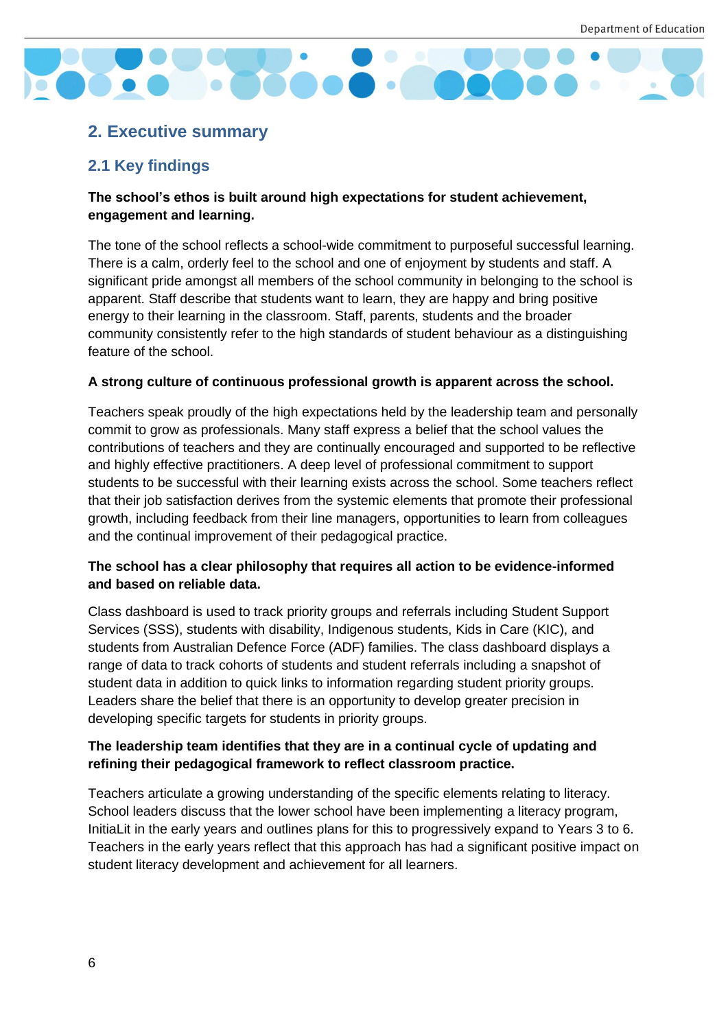## 2. Executive summary

### 2.1 Key findings

**The school's ethos is built around high expectations for student achievement, engagement and learning.**

The tone of the school reflects a school-wide commitment to purposeful successful learning. There is a calm, orderly feel to the school and one of enjoyment by students and staff. A significant pride amongst all members of the school community in belonging to the school is apparent. Staff describe that students want to learn, they are happy and bring positive energy to their learning in the classroom. Staff, parents, students and the broader community consistently refer to the high standards of student behaviour as a distinguishing feature of the school.

**A strong culture of continuous professional growth is apparent across the school.**

Teachers speak proudly of the high expectations held by the leadership team and personally commit to grow as professionals. Many staff express a belief that the school values the contributions of teachers and they are continually encouraged and supported to be reflective and highly effective practitioners. A deep level of professional commitment to support students to be successful with their learning exists across the school. Some teachers reflect that their job satisfaction derives from the systemic elements that promote their professional growth, including feedback from their line managers, opportunities to learn from colleagues and the continual improvement of their pedagogical practice.

**The school has a clear philosophy that requires all action to be evidence-informed and based on reliable data.**

Class dashboard is used to track priority groups and referrals including Student Support Services (SSS), students with disability, Indigenous students, Kids in Care (KIC), and students from Australian Defence Force (ADF) families. The class dashboard displays a range of data to track cohorts of students and student referrals including a snapshot of student data in addition to quick links to information regarding student priority groups. Leaders share the belief that there is an opportunity to develop greater precision in developing specific targets for students in priority groups.

**The leadership team identifies that they are in a continual cycle of updating and refining their pedagogical framework to reflect classroom practice.**

Teachers articulate a growing understanding of the specific elements relating to literacy. School leaders discuss that the lower school have been implementing a literacy program, InitiaLit in the early years and outlines plans for this to progressively expand to Years 3 to 6. Teachers in the early years reflect that this approach has had a significant positive impact on student literacy development and achievement for all learners.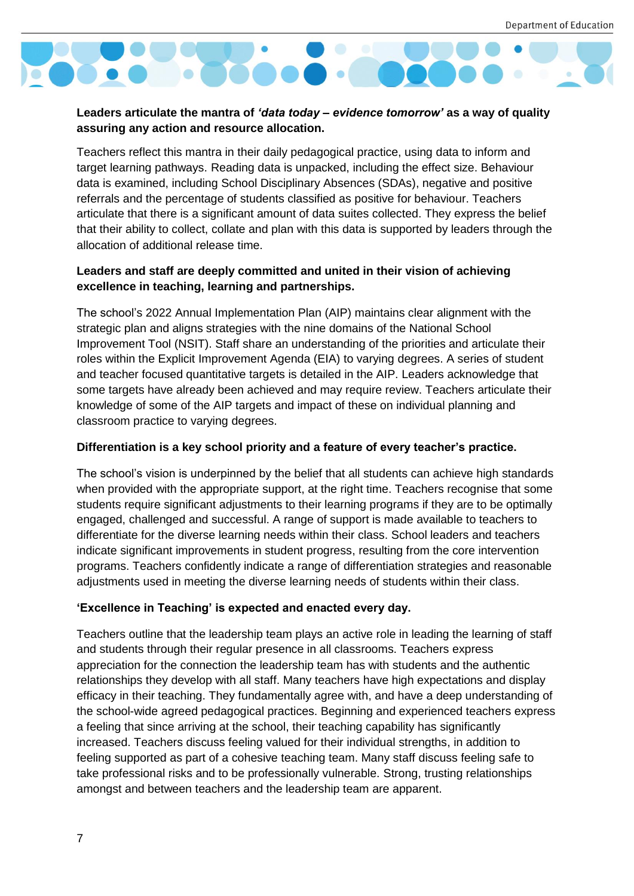**Leaders articulate the mantra of *'data today – evidence tomorrow'* as a way of quality assuring any action and resource allocation.**

Teachers reflect this mantra in their daily pedagogical practice, using data to inform and target learning pathways. Reading data is unpacked, including the effect size. Behaviour data is examined, including School Disciplinary Absences (SDAs), negative and positive referrals and the percentage of students classified as positive for behaviour. Teachers articulate that there is a significant amount of data suites collected. They express the belief that their ability to collect, collate and plan with this data is supported by leaders through the allocation of additional release time.

**Leaders and staff are deeply committed and united in their vision of achieving excellence in teaching, learning and partnerships.**

The school's 2022 Annual Implementation Plan (AIP) maintains clear alignment with the strategic plan and aligns strategies with the nine domains of the National School Improvement Tool (NSIT). Staff share an understanding of the priorities and articulate their roles within the Explicit Improvement Agenda (EIA) to varying degrees. A series of student and teacher focused quantitative targets is detailed in the AIP. Leaders acknowledge that some targets have already been achieved and may require review. Teachers articulate their knowledge of some of the AIP targets and impact of these on individual planning and classroom practice to varying degrees.

**Differentiation is a key school priority and a feature of every teacher's practice.**

The school's vision is underpinned by the belief that all students can achieve high standards when provided with the appropriate support, at the right time. Teachers recognise that some students require significant adjustments to their learning programs if they are to be optimally engaged, challenged and successful. A range of support is made available to teachers to differentiate for the diverse learning needs within their class. School leaders and teachers indicate significant improvements in student progress, resulting from the core intervention programs. Teachers confidently indicate a range of differentiation strategies and reasonable adjustments used in meeting the diverse learning needs of students within their class.

**'Excellence in Teaching' is expected and enacted every day.**

Teachers outline that the leadership team plays an active role in leading the learning of staff and students through their regular presence in all classrooms. Teachers express appreciation for the connection the leadership team has with students and the authentic relationships they develop with all staff. Many teachers have high expectations and display efficacy in their teaching. They fundamentally agree with, and have a deep understanding of the school-wide agreed pedagogical practices. Beginning and experienced teachers express a feeling that since arriving at the school, their teaching capability has significantly increased. Teachers discuss feeling valued for their individual strengths, in addition to feeling supported as part of a cohesive teaching team. Many staff discuss feeling safe to take professional risks and to be professionally vulnerable. Strong, trusting relationships amongst and between teachers and the leadership team are apparent.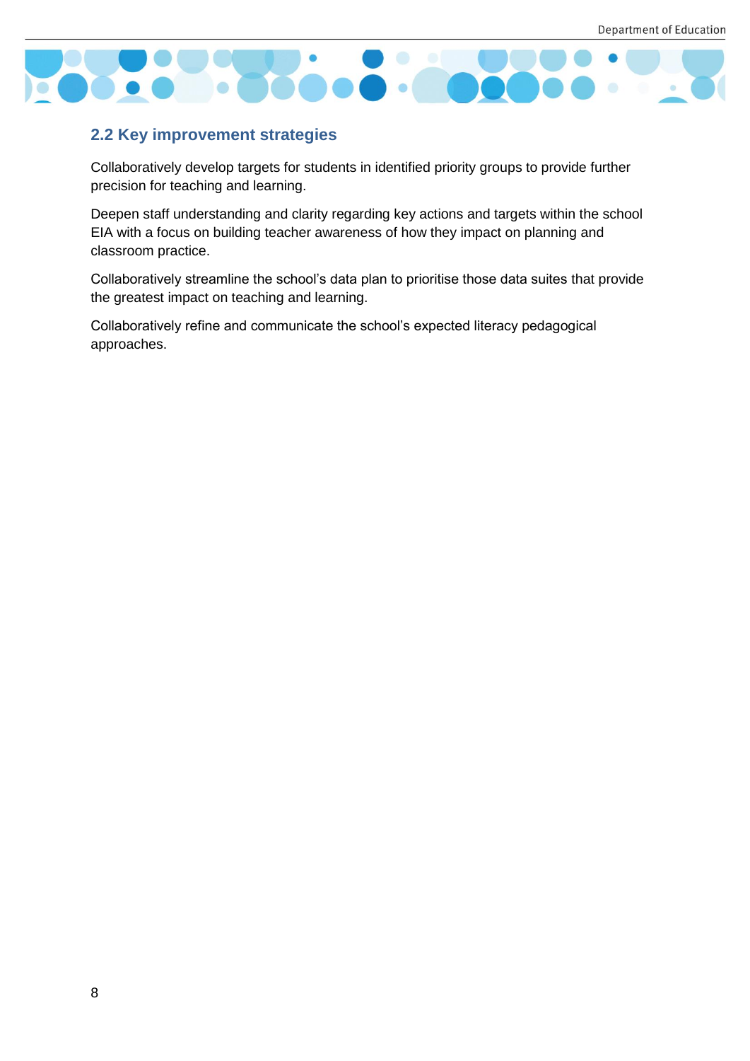## 2.2 Key improvement strategies

Collaboratively develop targets for students in identified priority groups to provide further precision for teaching and learning.

Deepen staff understanding and clarity regarding key actions and targets within the school EIA with a focus on building teacher awareness of how they impact on planning and classroom practice.

Collaboratively streamline the school's data plan to prioritise those data suites that provide the greatest impact on teaching and learning.

Collaboratively refine and communicate the school's expected literacy pedagogical approaches.